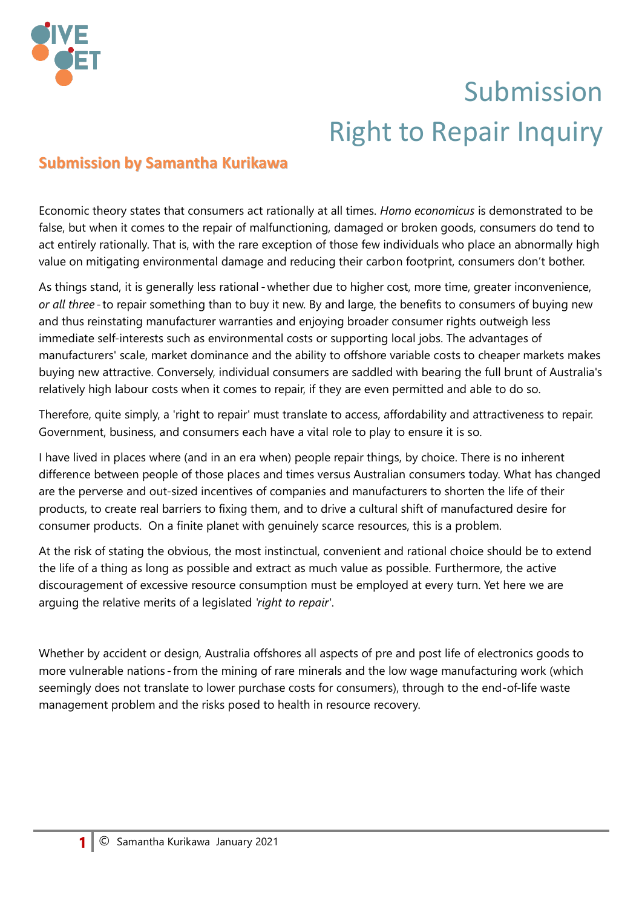# Submission
# Right to Repair Inquiry

## Submission by Samantha Kurikawa

Economic theory states that consumers act rationally at all times. *Homo economicus* is demonstrated to be false, but when it comes to the repair of malfunctioning, damaged or broken goods, consumers do tend to act entirely rationally. That is, with the rare exception of those few individuals who place an abnormally high value on mitigating environmental damage and reducing their carbon footprint, consumers don't bother.

As things stand, it is generally less rational - whether due to higher cost, more time, greater inconvenience, *or all three* - to repair something than to buy it new. By and large, the benefits to consumers of buying new and thus reinstating manufacturer warranties and enjoying broader consumer rights outweigh less immediate self-interests such as environmental costs or supporting local jobs. The advantages of manufacturers' scale, market dominance and the ability to offshore variable costs to cheaper markets makes buying new attractive. Conversely, individual consumers are saddled with bearing the full brunt of Australia's relatively high labour costs when it comes to repair, if they are even permitted and able to do so.

Therefore, quite simply, a 'right to repair' must translate to access, affordability and attractiveness to repair. Government, business, and consumers each have a vital role to play to ensure it is so.

I have lived in places where (and in an era when) people repair things, by choice. There is no inherent difference between people of those places and times versus Australian consumers today. What has changed are the perverse and out-sized incentives of companies and manufacturers to shorten the life of their products, to create real barriers to fixing them, and to drive a cultural shift of manufactured desire for consumer products. On a finite planet with genuinely scarce resources, this is a problem.

At the risk of stating the obvious, the most instinctual, convenient and rational choice should be to extend the life of a thing as long as possible and extract as much value as possible. Furthermore, the active discouragement of excessive resource consumption must be employed at every turn. Yet here we are arguing the relative merits of a legislated *'right to repair'*.

Whether by accident or design, Australia offshores all aspects of pre and post life of electronics goods to more vulnerable nations - from the mining of rare minerals and the low wage manufacturing work (which seemingly does not translate to lower purchase costs for consumers), through to the end-of-life waste management problem and the risks posed to health in resource recovery.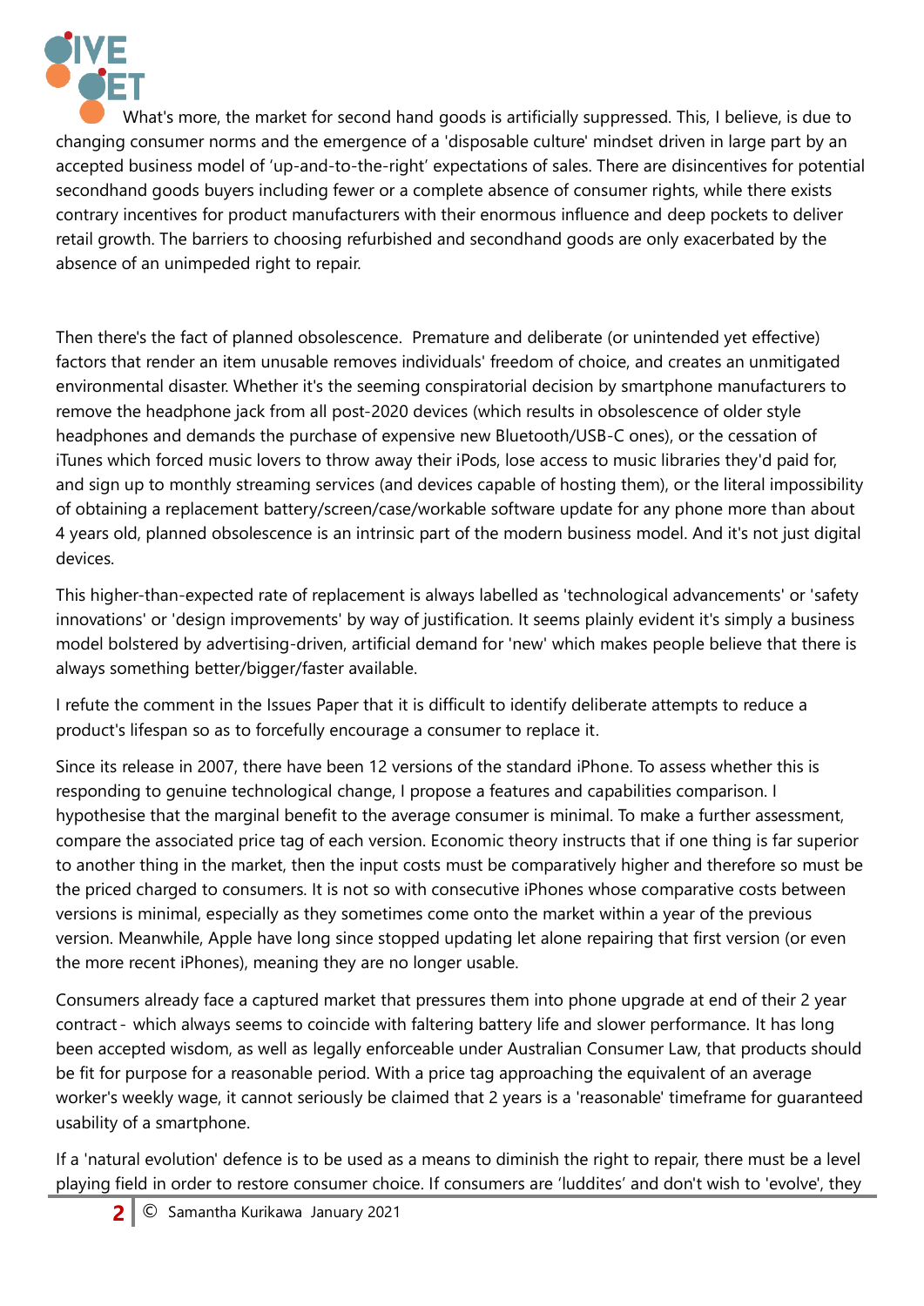What's more, the market for second hand goods is artificially suppressed. This, I believe, is due to changing consumer norms and the emergence of a 'disposable culture' mindset driven in large part by an accepted business model of 'up-and-to-the-right' expectations of sales. There are disincentives for potential secondhand goods buyers including fewer or a complete absence of consumer rights, while there exists contrary incentives for product manufacturers with their enormous influence and deep pockets to deliver retail growth. The barriers to choosing refurbished and secondhand goods are only exacerbated by the absence of an unimpeded right to repair.

Then there's the fact of planned obsolescence. Premature and deliberate (or unintended yet effective) factors that render an item unusable removes individuals' freedom of choice, and creates an unmitigated environmental disaster. Whether it's the seeming conspiratorial decision by smartphone manufacturers to remove the headphone jack from all post-2020 devices (which results in obsolescence of older style headphones and demands the purchase of expensive new Bluetooth/USB-C ones), or the cessation of iTunes which forced music lovers to throw away their iPods, lose access to music libraries they'd paid for, and sign up to monthly streaming services (and devices capable of hosting them), or the literal impossibility of obtaining a replacement battery/screen/case/workable software update for any phone more than about 4 years old, planned obsolescence is an intrinsic part of the modern business model. And it's not just digital devices.

This higher-than-expected rate of replacement is always labelled as 'technological advancements' or 'safety innovations' or 'design improvements' by way of justification. It seems plainly evident it's simply a business model bolstered by advertising-driven, artificial demand for 'new' which makes people believe that there is always something better/bigger/faster available.

I refute the comment in the Issues Paper that it is difficult to identify deliberate attempts to reduce a product's lifespan so as to forcefully encourage a consumer to replace it.

Since its release in 2007, there have been 12 versions of the standard iPhone. To assess whether this is responding to genuine technological change, I propose a features and capabilities comparison. I hypothesise that the marginal benefit to the average consumer is minimal. To make a further assessment, compare the associated price tag of each version. Economic theory instructs that if one thing is far superior to another thing in the market, then the input costs must be comparatively higher and therefore so must be the priced charged to consumers. It is not so with consecutive iPhones whose comparative costs between versions is minimal, especially as they sometimes come onto the market within a year of the previous version. Meanwhile, Apple have long since stopped updating let alone repairing that first version (or even the more recent iPhones), meaning they are no longer usable.

Consumers already face a captured market that pressures them into phone upgrade at end of their 2 year contract - which always seems to coincide with faltering battery life and slower performance. It has long been accepted wisdom, as well as legally enforceable under Australian Consumer Law, that products should be fit for purpose for a reasonable period. With a price tag approaching the equivalent of an average worker's weekly wage, it cannot seriously be claimed that 2 years is a 'reasonable' timeframe for guaranteed usability of a smartphone.

If a 'natural evolution' defence is to be used as a means to diminish the right to repair, there must be a level playing field in order to restore consumer choice. If consumers are 'luddites' and don't wish to 'evolve', they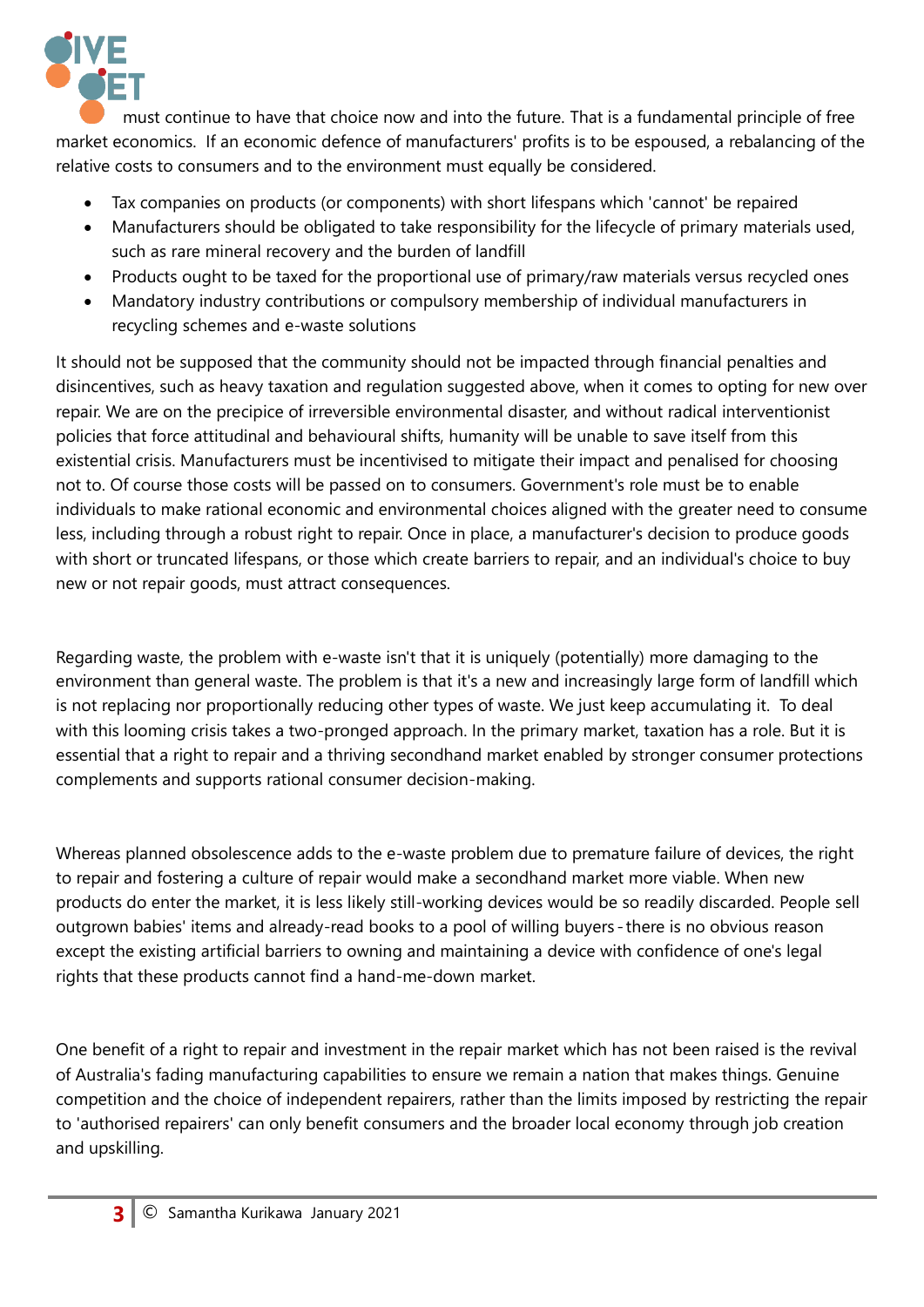must continue to have that choice now and into the future. That is a fundamental principle of free market economics. If an economic defence of manufacturers' profits is to be espoused, a rebalancing of the relative costs to consumers and to the environment must equally be considered.

- Tax companies on products (or components) with short lifespans which 'cannot' be repaired
- Manufacturers should be obligated to take responsibility for the lifecycle of primary materials used, such as rare mineral recovery and the burden of landfill
- Products ought to be taxed for the proportional use of primary/raw materials versus recycled ones
- Mandatory industry contributions or compulsory membership of individual manufacturers in recycling schemes and e-waste solutions

It should not be supposed that the community should not be impacted through financial penalties and disincentives, such as heavy taxation and regulation suggested above, when it comes to opting for new over repair. We are on the precipice of irreversible environmental disaster, and without radical interventionist policies that force attitudinal and behavioural shifts, humanity will be unable to save itself from this existential crisis. Manufacturers must be incentivised to mitigate their impact and penalised for choosing not to. Of course those costs will be passed on to consumers. Government's role must be to enable individuals to make rational economic and environmental choices aligned with the greater need to consume less, including through a robust right to repair. Once in place, a manufacturer's decision to produce goods with short or truncated lifespans, or those which create barriers to repair, and an individual's choice to buy new or not repair goods, must attract consequences.

Regarding waste, the problem with e-waste isn't that it is uniquely (potentially) more damaging to the environment than general waste. The problem is that it's a new and increasingly large form of landfill which is not replacing nor proportionally reducing other types of waste. We just keep accumulating it. To deal with this looming crisis takes a two-pronged approach. In the primary market, taxation has a role. But it is essential that a right to repair and a thriving secondhand market enabled by stronger consumer protections complements and supports rational consumer decision-making.

Whereas planned obsolescence adds to the e-waste problem due to premature failure of devices, the right to repair and fostering a culture of repair would make a secondhand market more viable. When new products do enter the market, it is less likely still-working devices would be so readily discarded. People sell outgrown babies' items and already-read books to a pool of willing buyers - there is no obvious reason except the existing artificial barriers to owning and maintaining a device with confidence of one's legal rights that these products cannot find a hand-me-down market.

One benefit of a right to repair and investment in the repair market which has not been raised is the revival of Australia's fading manufacturing capabilities to ensure we remain a nation that makes things. Genuine competition and the choice of independent repairers, rather than the limits imposed by restricting the repair to 'authorised repairers' can only benefit consumers and the broader local economy through job creation and upskilling.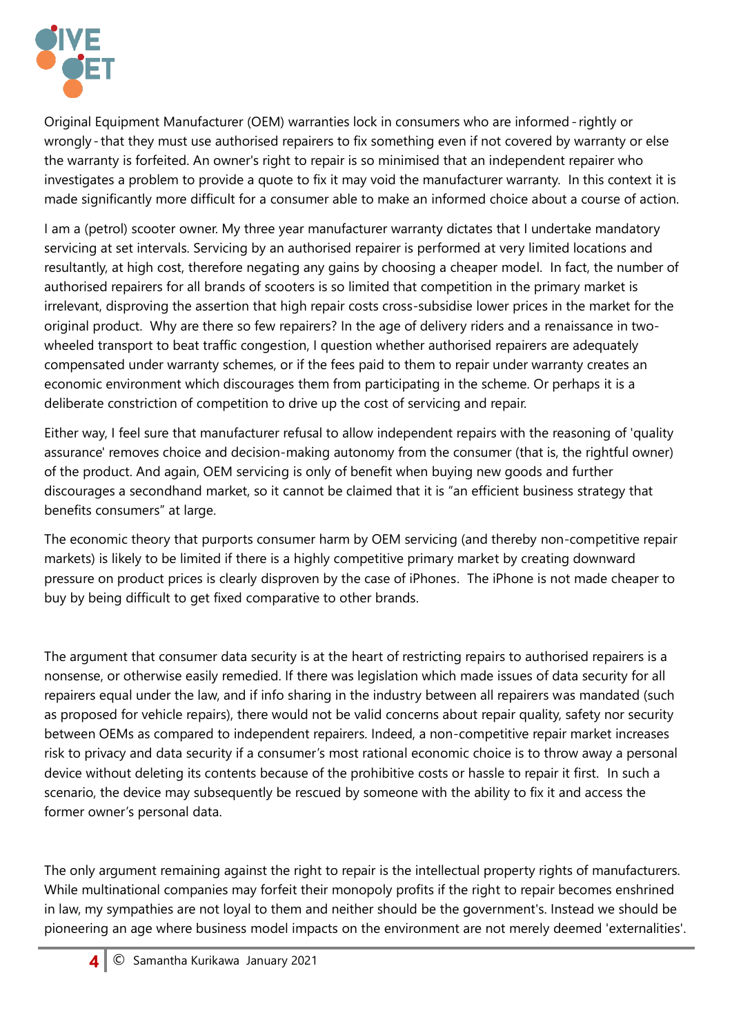Original Equipment Manufacturer (OEM) warranties lock in consumers who are informed - rightly or wrongly - that they must use authorised repairers to fix something even if not covered by warranty or else the warranty is forfeited. An owner's right to repair is so minimised that an independent repairer who investigates a problem to provide a quote to fix it may void the manufacturer warranty. In this context it is made significantly more difficult for a consumer able to make an informed choice about a course of action.

I am a (petrol) scooter owner. My three year manufacturer warranty dictates that I undertake mandatory servicing at set intervals. Servicing by an authorised repairer is performed at very limited locations and resultantly, at high cost, therefore negating any gains by choosing a cheaper model. In fact, the number of authorised repairers for all brands of scooters is so limited that competition in the primary market is irrelevant, disproving the assertion that high repair costs cross-subsidise lower prices in the market for the original product. Why are there so few repairers? In the age of delivery riders and a renaissance in two-wheeled transport to beat traffic congestion, I question whether authorised repairers are adequately compensated under warranty schemes, or if the fees paid to them to repair under warranty creates an economic environment which discourages them from participating in the scheme. Or perhaps it is a deliberate constriction of competition to drive up the cost of servicing and repair.

Either way, I feel sure that manufacturer refusal to allow independent repairs with the reasoning of 'quality assurance' removes choice and decision-making autonomy from the consumer (that is, the rightful owner) of the product. And again, OEM servicing is only of benefit when buying new goods and further discourages a secondhand market, so it cannot be claimed that it is "an efficient business strategy that benefits consumers" at large.

The economic theory that purports consumer harm by OEM servicing (and thereby non-competitive repair markets) is likely to be limited if there is a highly competitive primary market by creating downward pressure on product prices is clearly disproven by the case of iPhones. The iPhone is not made cheaper to buy by being difficult to get fixed comparative to other brands.

The argument that consumer data security is at the heart of restricting repairs to authorised repairers is a nonsense, or otherwise easily remedied. If there was legislation which made issues of data security for all repairers equal under the law, and if info sharing in the industry between all repairers was mandated (such as proposed for vehicle repairs), there would not be valid concerns about repair quality, safety nor security between OEMs as compared to independent repairers. Indeed, a non-competitive repair market increases risk to privacy and data security if a consumer's most rational economic choice is to throw away a personal device without deleting its contents because of the prohibitive costs or hassle to repair it first. In such a scenario, the device may subsequently be rescued by someone with the ability to fix it and access the former owner's personal data.

The only argument remaining against the right to repair is the intellectual property rights of manufacturers. While multinational companies may forfeit their monopoly profits if the right to repair becomes enshrined in law, my sympathies are not loyal to them and neither should be the government's. Instead we should be pioneering an age where business model impacts on the environment are not merely deemed 'externalities'.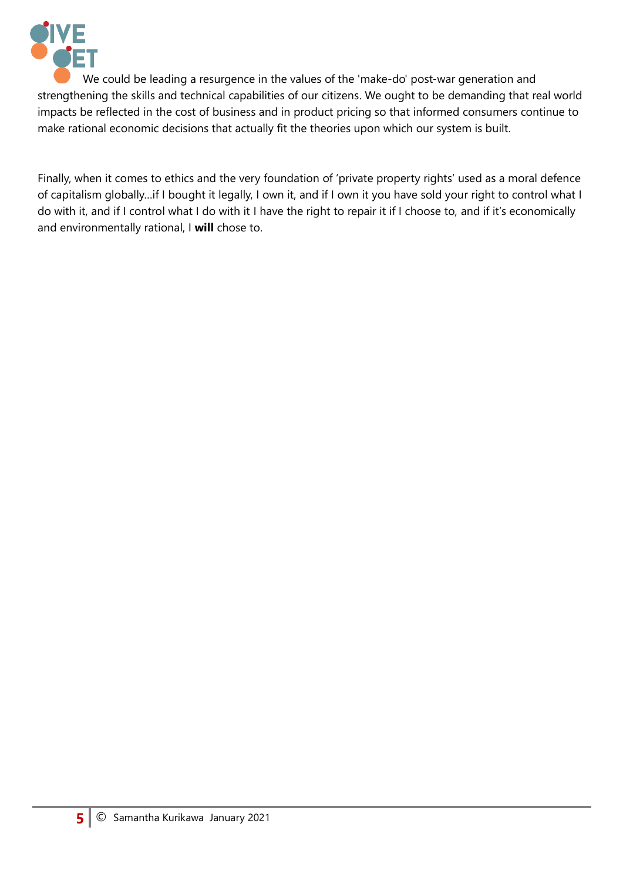We could be leading a resurgence in the values of the 'make-do' post-war generation and strengthening the skills and technical capabilities of our citizens. We ought to be demanding that real world impacts be reflected in the cost of business and in product pricing so that informed consumers continue to make rational economic decisions that actually fit the theories upon which our system is built.

Finally, when it comes to ethics and the very foundation of 'private property rights' used as a moral defence of capitalism globally…if I bought it legally, I own it, and if I own it you have sold your right to control what I do with it, and if I control what I do with it I have the right to repair it if I choose to, and if it's economically and environmentally rational, I **will** chose to.